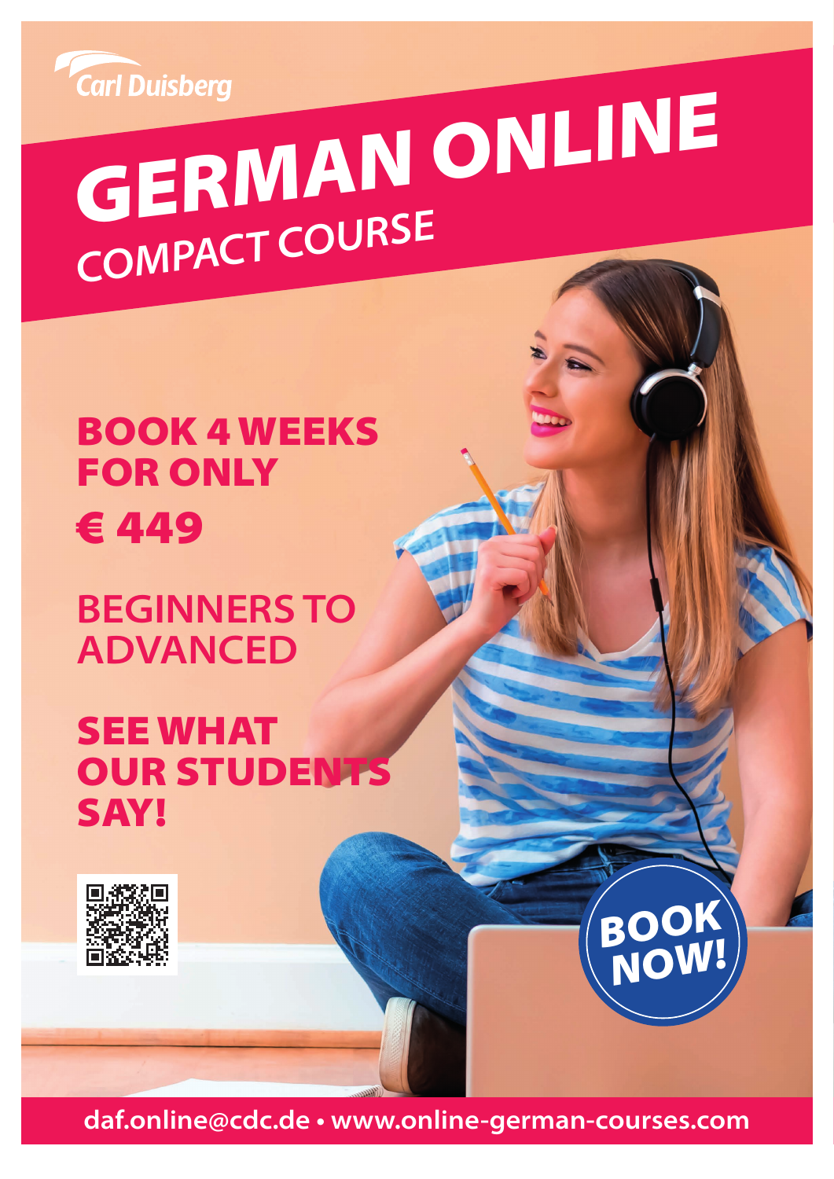Carl Duisberg

# GERMAN ONLINE

## COMPACT COURSE

**BOOK 4 WEEKS FOR ONLY**

**€ 449**

BEGINNERS TO ADVANCED

**SEE WHAT OUR STUDENTS SAY!**

**BOOK NOW!**

daf.online@cdc.de • www.online-german-courses.com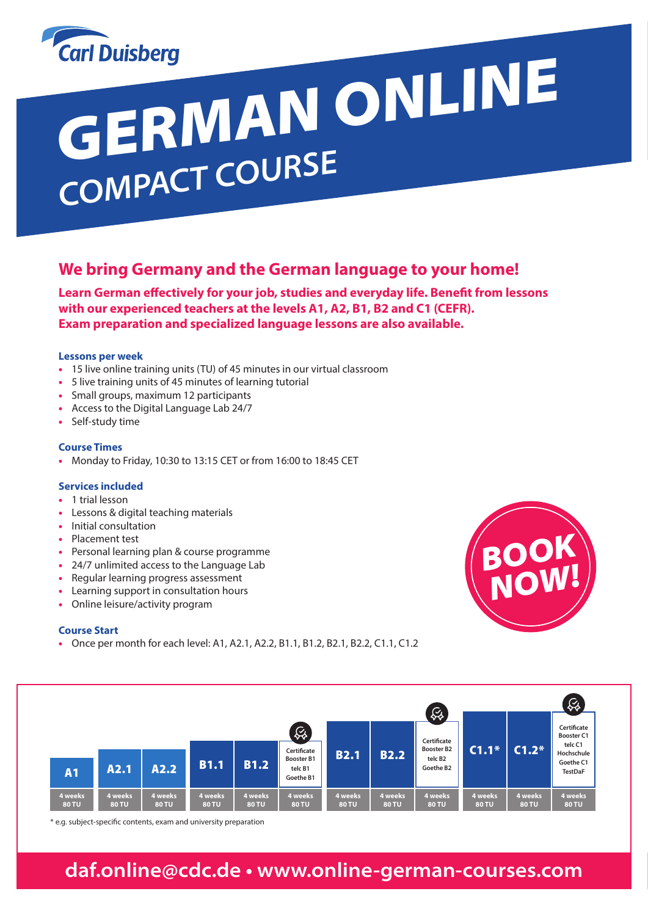Carl Duisberg

# GERMAN ONLINE
## COMPACT COURSE

## We bring Germany and the German language to your home!

**Learn German effectively for your job, studies and everyday life. Benefit from lessons with our experienced teachers at the levels A1, A2, B1, B2 and C1 (CEFR). Exam preparation and specialized language lessons are also available.**

### Lessons per week

- 15 live online training units (TU) of 45 minutes in our virtual classroom
- 5 live training units of 45 minutes of learning tutorial
- Small groups, maximum 12 participants
- Access to the Digital Language Lab 24/7
- Self-study time

### Course Times

- Monday to Friday, 10:30 to 13:15 CET or from 16:00 to 18:45 CET

### Services included

- 1 trial lesson
- Lessons & digital teaching materials
- Initial consultation
- Placement test
- Personal learning plan & course programme
- 24/7 unlimited access to the Language Lab
- Regular learning progress assessment
- Learning support in consultation hours
- Online leisure/activity program

### Course Start

- Once per month for each level: A1, A2.1, A2.2, B1.1, B1.2, B2.1, B2.2, C1.1, C1.2

**BOOK NOW!**

| A1 | A2.1 | A2.2 | B1.1 | B1.2 | Certificate Booster B1 telc B1 Goethe B1 | B2.1 | B2.2 | Certificate Booster B2 telc B2 Goethe B2 | C1.1* | C1.2* | Certificate Booster C1 telc C1 Hochschule Goethe C1 TestDaF |
|---|---|---|---|---|---|---|---|---|---|---|---|
| 4 weeks 80 TU | 4 weeks 80 TU | 4 weeks 80 TU | 4 weeks 80 TU | 4 weeks 80 TU | 4 weeks 80 TU | 4 weeks 80 TU | 4 weeks 80 TU | 4 weeks 80 TU | 4 weeks 80 TU | 4 weeks 80 TU | 4 weeks 80 TU |

* e.g. subject-specific contents, exam and university preparation

**daf.online@cdc.de • www.online-german-courses.com**